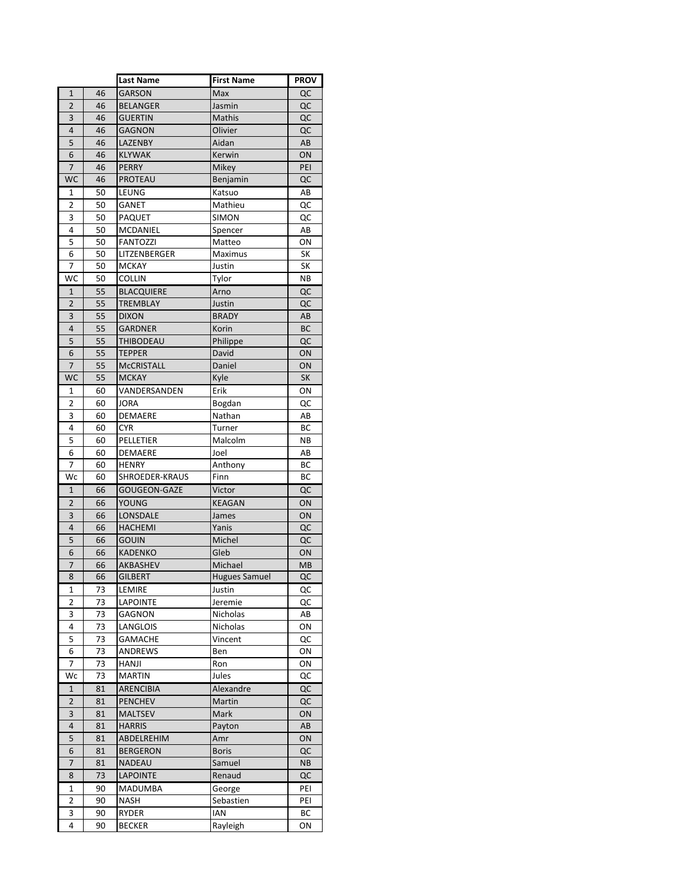| | | Last Name | First Name | PROV |
|---|---|---|---|---|
| 1 | 46 | GARSON | Max | QC |
| 2 | 46 | BELANGER | Jasmin | QC |
| 3 | 46 | GUERTIN | Mathis | QC |
| 4 | 46 | GAGNON | Olivier | QC |
| 5 | 46 | LAZENBY | Aidan | AB |
| 6 | 46 | KLYWAK | Kerwin | ON |
| 7 | 46 | PERRY | Mikey | PEI |
| WC | 46 | PROTEAU | Benjamin | QC |
| 1 | 50 | LEUNG | Katsuo | AB |
| 2 | 50 | GANET | Mathieu | QC |
| 3 | 50 | PAQUET | SIMON | QC |
| 4 | 50 | MCDANIEL | Spencer | AB |
| 5 | 50 | FANTOZZI | Matteo | ON |
| 6 | 50 | LITZENBERGER | Maximus | SK |
| 7 | 50 | MCKAY | Justin | SK |
| WC | 50 | COLLIN | Tylor | NB |
| 1 | 55 | BLACQUIERE | Arno | QC |
| 2 | 55 | TREMBLAY | Justin | QC |
| 3 | 55 | DIXON | BRADY | AB |
| 4 | 55 | GARDNER | Korin | BC |
| 5 | 55 | THIBODEAU | Philippe | QC |
| 6 | 55 | TEPPER | David | ON |
| 7 | 55 | McCRISTALL | Daniel | ON |
| WC | 55 | MCKAY | Kyle | SK |
| 1 | 60 | VANDERSANDEN | Erik | ON |
| 2 | 60 | JORA | Bogdan | QC |
| 3 | 60 | DEMAERE | Nathan | AB |
| 4 | 60 | CYR | Turner | BC |
| 5 | 60 | PELLETIER | Malcolm | NB |
| 6 | 60 | DEMAERE | Joel | AB |
| 7 | 60 | HENRY | Anthony | BC |
| Wc | 60 | SHROEDER-KRAUS | Finn | BC |
| 1 | 66 | GOUGEON-GAZE | Victor | QC |
| 2 | 66 | YOUNG | KEAGAN | ON |
| 3 | 66 | LONSDALE | James | ON |
| 4 | 66 | HACHEMI | Yanis | QC |
| 5 | 66 | GOUIN | Michel | QC |
| 6 | 66 | KADENKO | Gleb | ON |
| 7 | 66 | AKBASHEV | Michael | MB |
| 8 | 66 | GILBERT | Hugues Samuel | QC |
| 1 | 73 | LEMIRE | Justin | QC |
| 2 | 73 | LAPOINTE | Jeremie | QC |
| 3 | 73 | GAGNON | Nicholas | AB |
| 4 | 73 | LANGLOIS | Nicholas | ON |
| 5 | 73 | GAMACHE | Vincent | QC |
| 6 | 73 | ANDREWS | Ben | ON |
| 7 | 73 | HANJI | Ron | ON |
| Wc | 73 | MARTIN | Jules | QC |
| 1 | 81 | ARENCIBIA | Alexandre | QC |
| 2 | 81 | PENCHEV | Martin | QC |
| 3 | 81 | MALTSEV | Mark | ON |
| 4 | 81 | HARRIS | Payton | AB |
| 5 | 81 | ABDELREHIM | Amr | ON |
| 6 | 81 | BERGERON | Boris | QC |
| 7 | 81 | NADEAU | Samuel | NB |
| 8 | 73 | LAPOINTE | Renaud | QC |
| 1 | 90 | MADUMBA | George | PEI |
| 2 | 90 | NASH | Sebastien | PEI |
| 3 | 90 | RYDER | IAN | BC |
| 4 | 90 | BECKER | Rayleigh | ON |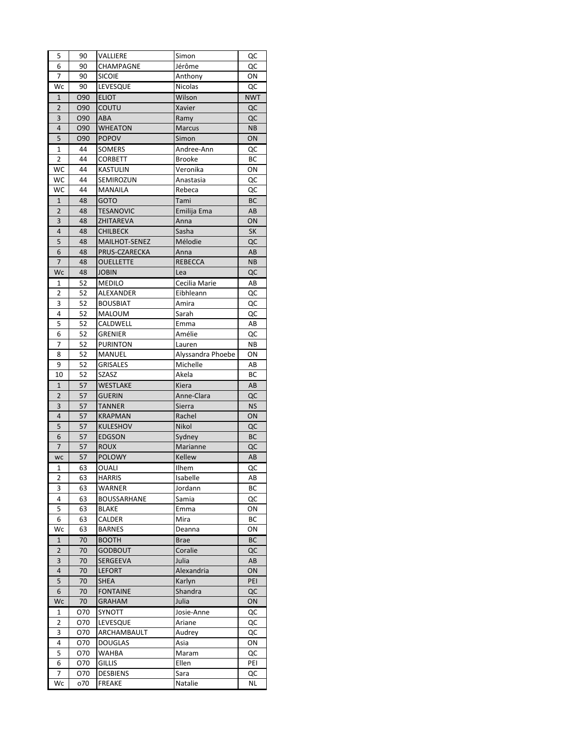| | | | | |
|---|---|---|---|---|
| 5 | 90 | VALLIERE | Simon | QC |
| 6 | 90 | CHAMPAGNE | Jérôme | QC |
| 7 | 90 | SICOIE | Anthony | ON |
| Wc | 90 | LEVESQUE | Nicolas | QC |
| 1 | O90 | ELIOT | Wilson | NWT |
| 2 | O90 | COUTU | Xavier | QC |
| 3 | O90 | ABA | Ramy | QC |
| 4 | O90 | WHEATON | Marcus | NB |
| 5 | O90 | POPOV | Simon | ON |
| 1 | 44 | SOMERS | Andree-Ann | QC |
| 2 | 44 | CORBETT | Brooke | BC |
| WC | 44 | KASTULIN | Veronika | ON |
| WC | 44 | SEMIROZUN | Anastasia | QC |
| WC | 44 | MANAILA | Rebeca | QC |
| 1 | 48 | GOTO | Tami | BC |
| 2 | 48 | TESANOVIC | Emilija Ema | AB |
| 3 | 48 | ZHITAREVA | Anna | ON |
| 4 | 48 | CHILBECK | Sasha | SK |
| 5 | 48 | MAILHOT-SENEZ | Mélodie | QC |
| 6 | 48 | PRUS-CZARECKA | Anna | AB |
| 7 | 48 | OUELLETTE | REBECCA | NB |
| Wc | 48 | JOBIN | Lea | QC |
| 1 | 52 | MEDILO | Cecilia Marie | AB |
| 2 | 52 | ALEXANDER | Eibhleann | QC |
| 3 | 52 | BOUSBIAT | Amira | QC |
| 4 | 52 | MALOUM | Sarah | QC |
| 5 | 52 | CALDWELL | Emma | AB |
| 6 | 52 | GRENIER | Amélie | QC |
| 7 | 52 | PURINTON | Lauren | NB |
| 8 | 52 | MANUEL | Alyssandra Phoebe | ON |
| 9 | 52 | GRISALES | Michelle | AB |
| 10 | 52 | SZASZ | Akela | BC |
| 1 | 57 | WESTLAKE | Kiera | AB |
| 2 | 57 | GUERIN | Anne-Clara | QC |
| 3 | 57 | TANNER | Sierra | NS |
| 4 | 57 | KRAPMAN | Rachel | ON |
| 5 | 57 | KULESHOV | Nikol | QC |
| 6 | 57 | EDGSON | Sydney | BC |
| 7 | 57 | ROUX | Marianne | QC |
| wc | 57 | POLOWY | Kellew | AB |
| 1 | 63 | OUALI | Ilhem | QC |
| 2 | 63 | HARRIS | Isabelle | AB |
| 3 | 63 | WARNER | Jordann | BC |
| 4 | 63 | BOUSSARHANE | Samia | QC |
| 5 | 63 | BLAKE | Emma | ON |
| 6 | 63 | CALDER | Mira | BC |
| Wc | 63 | BARNES | Deanna | ON |
| 1 | 70 | BOOTH | Brae | BC |
| 2 | 70 | GODBOUT | Coralie | QC |
| 3 | 70 | SERGEEVA | Julia | AB |
| 4 | 70 | LEFORT | Alexandria | ON |
| 5 | 70 | SHEA | Karlyn | PEI |
| 6 | 70 | FONTAINE | Shandra | QC |
| Wc | 70 | GRAHAM | Julia | ON |
| 1 | O70 | SYNOTT | Josie-Anne | QC |
| 2 | O70 | LEVESQUE | Ariane | QC |
| 3 | O70 | ARCHAMBAULT | Audrey | QC |
| 4 | O70 | DOUGLAS | Asia | ON |
| 5 | O70 | WAHBA | Maram | QC |
| 6 | O70 | GILLIS | Ellen | PEI |
| 7 | O70 | DESBIENS | Sara | QC |
| Wc | o70 | FREAKE | Natalie | NL |